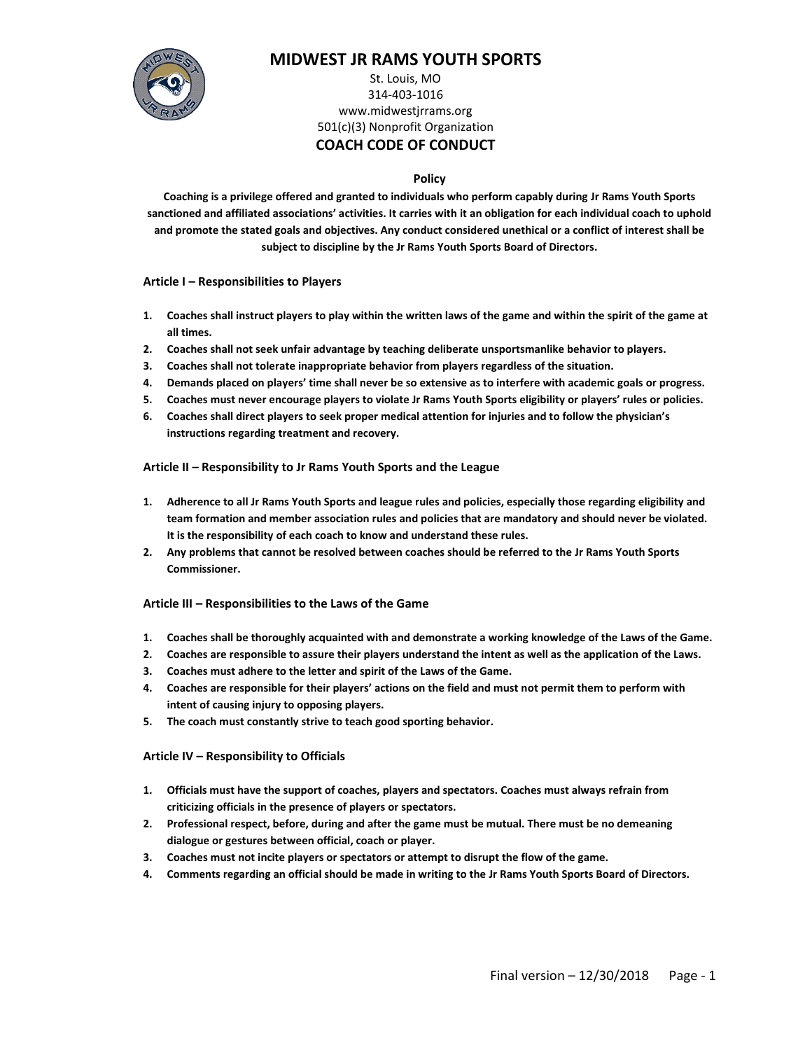# MIDWEST JR RAMS YOUTH SPORTS

St. Louis, MO
314-403-1016
www.midwestjrrams.org
501(c)(3) Nonprofit Organization

## COACH CODE OF CONDUCT

**Policy**

**Coaching is a privilege offered and granted to individuals who perform capably during Jr Rams Youth Sports sanctioned and affiliated associations' activities. It carries with it an obligation for each individual coach to uphold and promote the stated goals and objectives. Any conduct considered unethical or a conflict of interest shall be subject to discipline by the Jr Rams Youth Sports Board of Directors.**

### Article I – Responsibilities to Players

1. **Coaches shall instruct players to play within the written laws of the game and within the spirit of the game at all times.**
2. **Coaches shall not seek unfair advantage by teaching deliberate unsportsmanlike behavior to players.**
3. **Coaches shall not tolerate inappropriate behavior from players regardless of the situation.**
4. **Demands placed on players' time shall never be so extensive as to interfere with academic goals or progress.**
5. **Coaches must never encourage players to violate Jr Rams Youth Sports eligibility or players' rules or policies.**
6. **Coaches shall direct players to seek proper medical attention for injuries and to follow the physician's instructions regarding treatment and recovery.**

### Article II – Responsibility to Jr Rams Youth Sports and the League

1. **Adherence to all Jr Rams Youth Sports and league rules and policies, especially those regarding eligibility and team formation and member association rules and policies that are mandatory and should never be violated. It is the responsibility of each coach to know and understand these rules.**
2. **Any problems that cannot be resolved between coaches should be referred to the Jr Rams Youth Sports Commissioner.**

### Article III – Responsibilities to the Laws of the Game

1. **Coaches shall be thoroughly acquainted with and demonstrate a working knowledge of the Laws of the Game.**
2. **Coaches are responsible to assure their players understand the intent as well as the application of the Laws.**
3. **Coaches must adhere to the letter and spirit of the Laws of the Game.**
4. **Coaches are responsible for their players' actions on the field and must not permit them to perform with intent of causing injury to opposing players.**
5. **The coach must constantly strive to teach good sporting behavior.**

### Article IV – Responsibility to Officials

1. **Officials must have the support of coaches, players and spectators. Coaches must always refrain from criticizing officials in the presence of players or spectators.**
2. **Professional respect, before, during and after the game must be mutual. There must be no demeaning dialogue or gestures between official, coach or player.**
3. **Coaches must not incite players or spectators or attempt to disrupt the flow of the game.**
4. **Comments regarding an official should be made in writing to the Jr Rams Youth Sports Board of Directors.**

Final version – 12/30/2018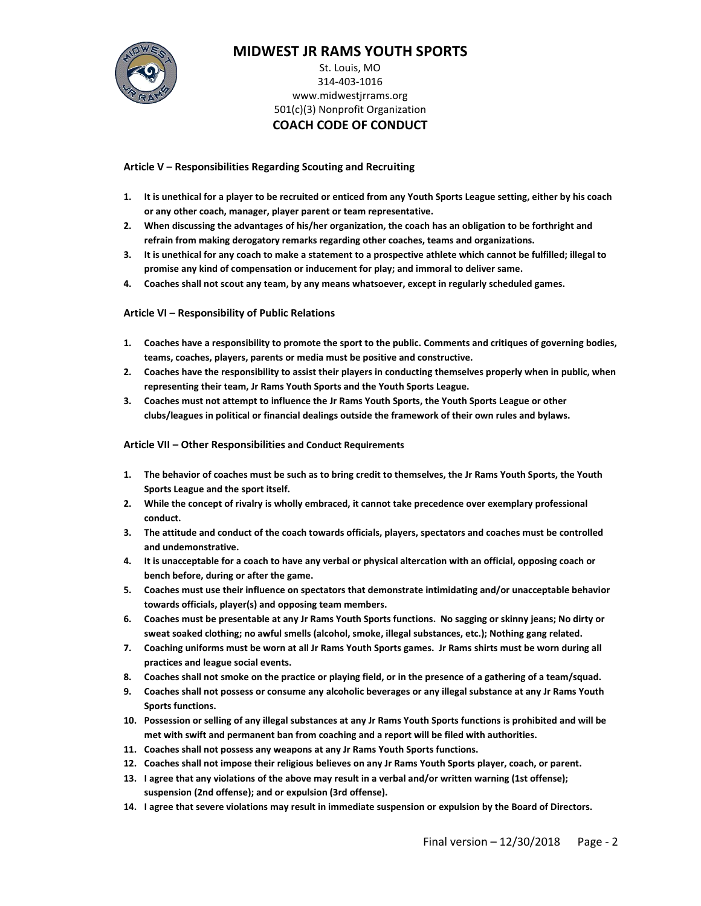# MIDWEST JR RAMS YOUTH SPORTS

St. Louis, MO
314-403-1016
www.midwestjrrams.org
501(c)(3) Nonprofit Organization

## COACH CODE OF CONDUCT

### Article V – Responsibilities Regarding Scouting and Recruiting

1. **It is unethical for a player to be recruited or enticed from any Youth Sports League setting, either by his coach or any other coach, manager, player parent or team representative.**
2. **When discussing the advantages of his/her organization, the coach has an obligation to be forthright and refrain from making derogatory remarks regarding other coaches, teams and organizations.**
3. **It is unethical for any coach to make a statement to a prospective athlete which cannot be fulfilled; illegal to promise any kind of compensation or inducement for play; and immoral to deliver same.**
4. **Coaches shall not scout any team, by any means whatsoever, except in regularly scheduled games.**

### Article VI – Responsibility of Public Relations

1. **Coaches have a responsibility to promote the sport to the public. Comments and critiques of governing bodies, teams, coaches, players, parents or media must be positive and constructive.**
2. **Coaches have the responsibility to assist their players in conducting themselves properly when in public, when representing their team, Jr Rams Youth Sports and the Youth Sports League.**
3. **Coaches must not attempt to influence the Jr Rams Youth Sports, the Youth Sports League or other clubs/leagues in political or financial dealings outside the framework of their own rules and bylaws.**

### Article VII – Other Responsibilities and Conduct Requirements

1. **The behavior of coaches must be such as to bring credit to themselves, the Jr Rams Youth Sports, the Youth Sports League and the sport itself.**
2. **While the concept of rivalry is wholly embraced, it cannot take precedence over exemplary professional conduct.**
3. **The attitude and conduct of the coach towards officials, players, spectators and coaches must be controlled and undemonstrative.**
4. **It is unacceptable for a coach to have any verbal or physical altercation with an official, opposing coach or bench before, during or after the game.**
5. **Coaches must use their influence on spectators that demonstrate intimidating and/or unacceptable behavior towards officials, player(s) and opposing team members.**
6. **Coaches must be presentable at any Jr Rams Youth Sports functions. No sagging or skinny jeans; No dirty or sweat soaked clothing; no awful smells (alcohol, smoke, illegal substances, etc.); Nothing gang related.**
7. **Coaching uniforms must be worn at all Jr Rams Youth Sports games. Jr Rams shirts must be worn during all practices and league social events.**
8. **Coaches shall not smoke on the practice or playing field, or in the presence of a gathering of a team/squad.**
9. **Coaches shall not possess or consume any alcoholic beverages or any illegal substance at any Jr Rams Youth Sports functions.**
10. **Possession or selling of any illegal substances at any Jr Rams Youth Sports functions is prohibited and will be met with swift and permanent ban from coaching and a report will be filed with authorities.**
11. **Coaches shall not possess any weapons at any Jr Rams Youth Sports functions.**
12. **Coaches shall not impose their religious believes on any Jr Rams Youth Sports player, coach, or parent.**
13. **I agree that any violations of the above may result in a verbal and/or written warning (1st offense); suspension (2nd offense); and or expulsion (3rd offense).**
14. **I agree that severe violations may result in immediate suspension or expulsion by the Board of Directors.**

Final version – 12/30/2018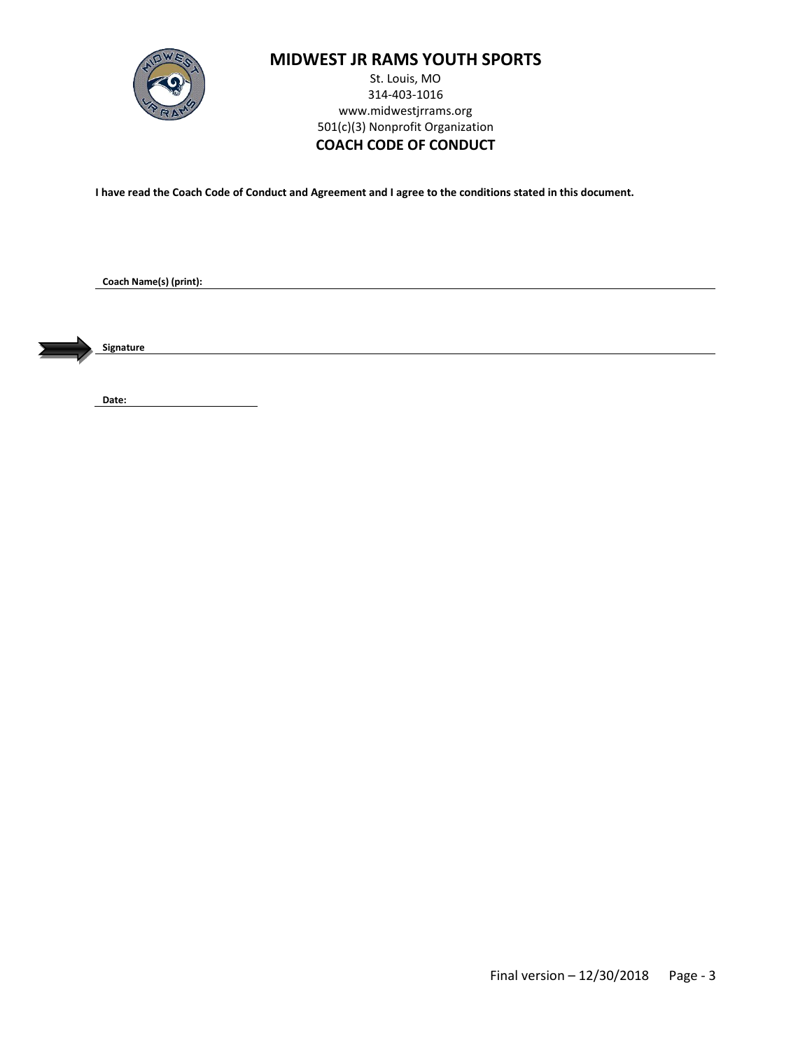# MIDWEST JR RAMS YOUTH SPORTS

St. Louis, MO
314-403-1016
www.midwestjrrams.org
501(c)(3) Nonprofit Organization

## COACH CODE OF CONDUCT

**I have read the Coach Code of Conduct and Agreement and I agree to the conditions stated in this document.**

**Coach Name(s) (print):** ______________________________________________

**Signature** ______________________________________________

**Date:** ____________________